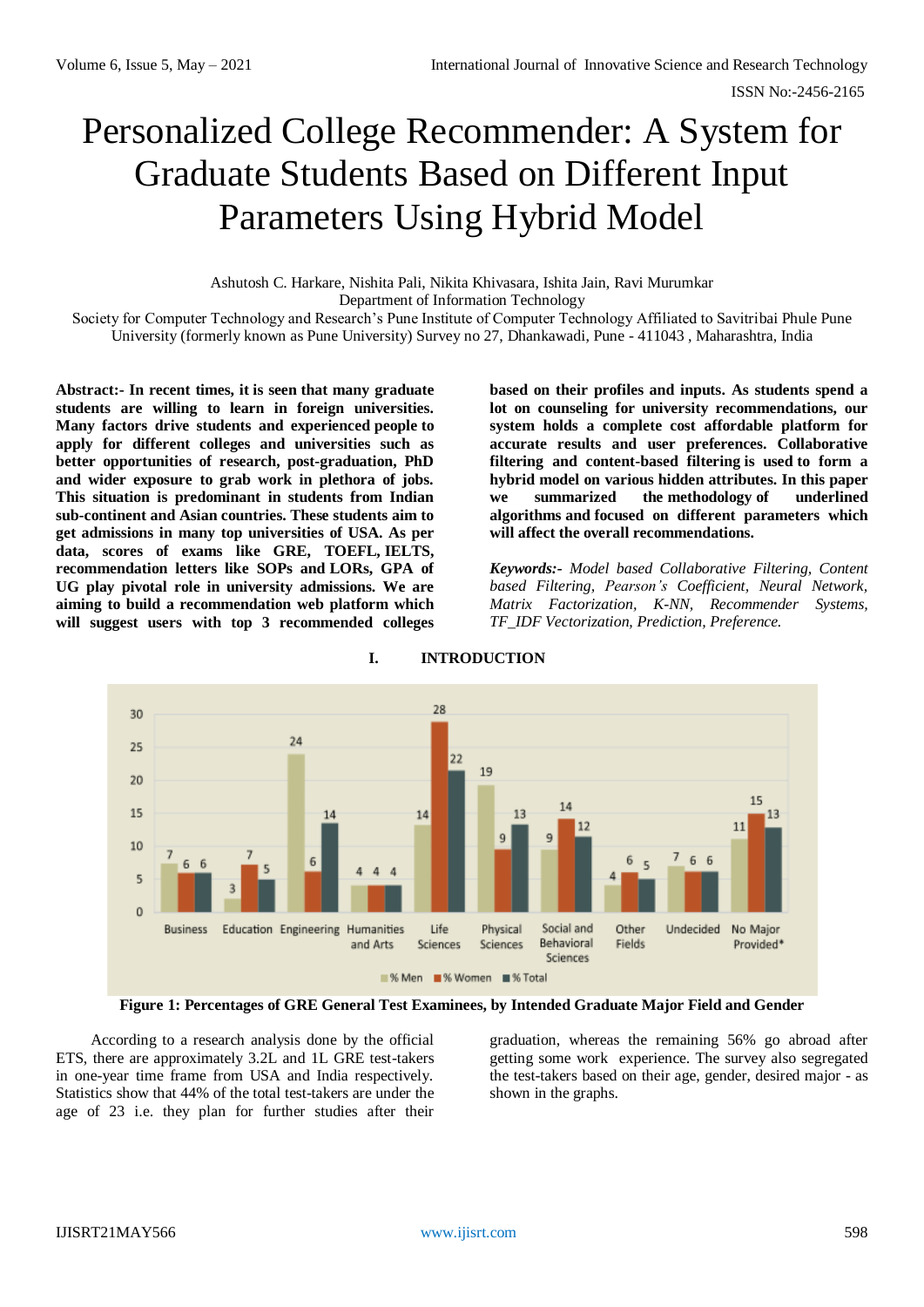# Personalized College Recommender: A System for Graduate Students Based on Different Input Parameters Using Hybrid Model

Ashutosh C. Harkare, Nishita Pali, Nikita Khivasara, Ishita Jain, Ravi Murumkar
Department of Information Technology
Society for Computer Technology and Research's Pune Institute of Computer Technology Affiliated to Savitribai Phule Pune University (formerly known as Pune University) Survey no 27, Dhankawadi, Pune - 411043 , Maharashtra, India

**Abstract:- In recent times, it is seen that many graduate students are willing to learn in foreign universities. Many factors drive students and experienced people to apply for different colleges and universities such as better opportunities of research, post-graduation, PhD and wider exposure to grab work in plethora of jobs. This situation is predominant in students from Indian sub-continent and Asian countries. These students aim to get admissions in many top universities of USA. As per data, scores of exams like GRE, TOEFL, IELTS, recommendation letters like SOPs and LORs, GPA of UG play pivotal role in university admissions. We are aiming to build a recommendation web platform which will suggest users with top 3 recommended colleges based on their profiles and inputs. As students spend a lot on counseling for university recommendations, our system holds a complete cost affordable platform for accurate results and user preferences. Collaborative filtering and content-based filtering is used to form a hybrid model on various hidden attributes. In this paper we summarized the methodology of underlined algorithms and focused on different parameters which will affect the overall recommendations.**

***Keywords:-*** *Model based Collaborative Filtering, Content based Filtering, Pearson's Coefficient, Neural Network, Matrix Factorization, K-NN, Recommender Systems, TF_IDF Vectorization, Prediction, Preference.*

## I. INTRODUCTION

| Field | % Men | % Women | % Total |
|---|---|---|---|
| Business | 7 | 6 | 6 |
| Education | 3 | 7 | 5 |
| Engineering | 24 | 6 | 14 |
| Humanities and Arts | 4 | 4 | 4 |
| Life Sciences | 14 | 28 | 22 |
| Physical Sciences | 19 | 9 | 13 |
| Social and Behavioral Sciences | 9 | 14 | 12 |
| Other Fields | 4 | 6 | 5 |
| Undecided | 7 | 6 | 6 |
| No Major Provided* | 11 | 15 | 13 |

**Figure 1: Percentages of GRE General Test Examinees, by Intended Graduate Major Field and Gender**

According to a research analysis done by the official ETS, there are approximately 3.2L and 1L GRE test-takers in one-year time frame from USA and India respectively. Statistics show that 44% of the total test-takers are under the age of 23 i.e. they plan for further studies after their graduation, whereas the remaining 56% go abroad after getting some work experience. The survey also segregated the test-takers based on their age, gender, desired major - as shown in the graphs.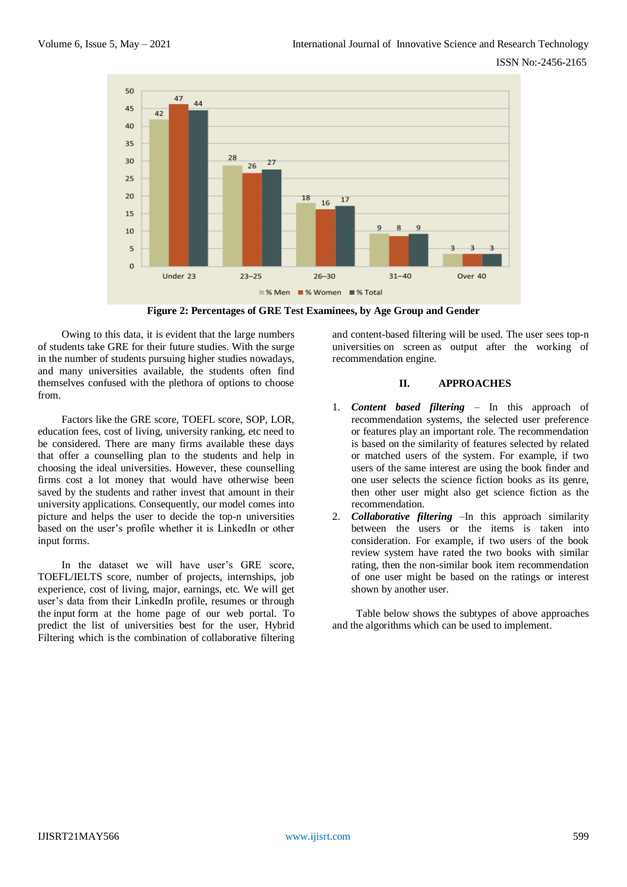Figure 2: Percentages of GRE Test Examinees, by Age Group and Gender

Owing to this data, it is evident that the large numbers of students take GRE for their future studies. With the surge in the number of students pursuing higher studies nowadays, and many universities available, the students often find themselves confused with the plethora of options to choose from.

Factors like the GRE score, TOEFL score, SOP, LOR, education fees, cost of living, university ranking, etc need to be considered. There are many firms available these days that offer a counselling plan to the students and help in choosing the ideal universities. However, these counselling firms cost a lot money that would have otherwise been saved by the students and rather invest that amount in their university applications. Consequently, our model comes into picture and helps the user to decide the top-n universities based on the user's profile whether it is LinkedIn or other input forms.

In the dataset we will have user's GRE score, TOEFL/IELTS score, number of projects, internships, job experience, cost of living, major, earnings, etc. We will get user's data from their LinkedIn profile, resumes or through the input form at the home page of our web portal. To predict the list of universities best for the user, Hybrid Filtering which is the combination of collaborative filtering and content-based filtering will be used. The user sees top-n universities on screen as output after the working of recommendation engine.

## II. APPROACHES

1. ***Content based filtering*** – In this approach of recommendation systems, the selected user preference or features play an important role. The recommendation is based on the similarity of features selected by related or matched users of the system. For example, if two users of the same interest are using the book finder and one user selects the science fiction books as its genre, then other user might also get science fiction as the recommendation.
2. ***Collaborative filtering*** –In this approach similarity between the users or the items is taken into consideration. For example, if two users of the book review system have rated the two books with similar rating, then the non-similar book item recommendation of one user might be based on the ratings or interest shown by another user.

Table below shows the subtypes of above approaches and the algorithms which can be used to implement.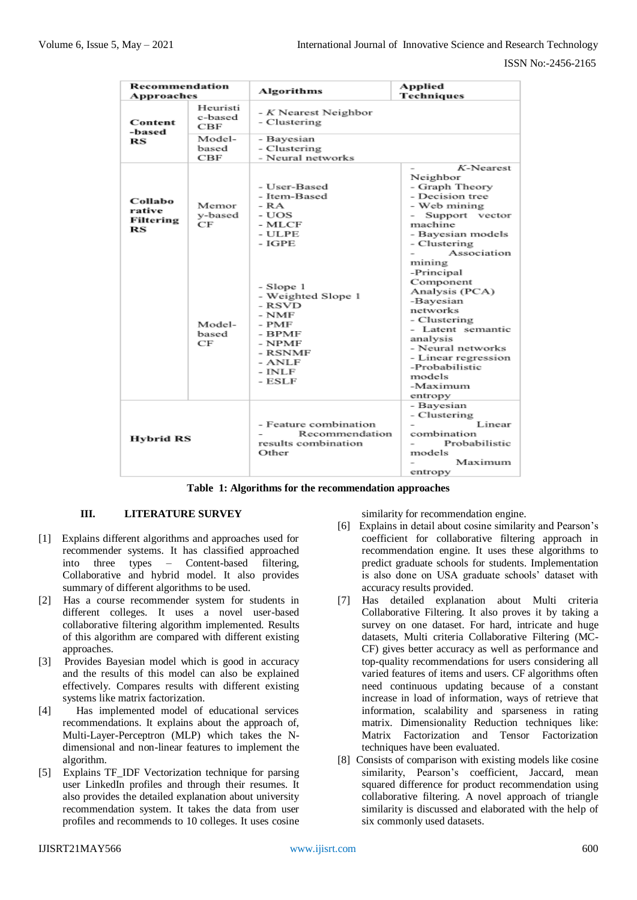| Recommendation Approaches | | Algorithms | Applied Techniques |
|---|---|---|---|
| Content-based RS | Heuristic-based CBF | - K Nearest Neighbor<br>- Clustering | |
| | Model-based CBF | - Bayesian<br>- Clustering<br>- Neural networks | |
| Collaborative Filtering RS | Memory-based CF | - User-Based<br>- Item-Based<br>- RA<br>- UOS<br>- MLCF<br>- ULPE<br>- IGPE | - K-Nearest Neighbor<br>- Graph Theory<br>- Decision tree<br>- Web mining<br>- Support vector machine<br>- Bayesian models<br>- Clustering<br>- Association mining<br>-Principal Component Analysis (PCA)<br>-Bayesian networks<br>- Clustering<br>- Latent semantic analysis<br>- Neural networks<br>- Linear regression<br>-Probabilistic models<br>-Maximum entropy |
| | Model-based CF | - Slope 1<br>- Weighted Slope 1<br>- RSVD<br>- NMF<br>- PMF<br>- BPMF<br>- NPMF<br>- RSNMF<br>- ANLF<br>- INLF<br>- ESLF | |
| Hybrid RS | | - Feature combination<br>- Recommendation results combination<br>Other | - Bayesian<br>- Clustering<br>- Linear combination<br>- Probabilistic models<br>- Maximum entropy |

**Table 1: Algorithms for the recommendation approaches**

## III. LITERATURE SURVEY

[1] Explains different algorithms and approaches used for recommender systems. It has classified approached into three types – Content-based filtering, Collaborative and hybrid model. It also provides summary of different algorithms to be used.

[2] Has a course recommender system for students in different colleges. It uses a novel user-based collaborative filtering algorithm implemented. Results of this algorithm are compared with different existing approaches.

[3] Provides Bayesian model which is good in accuracy and the results of this model can also be explained effectively. Compares results with different existing systems like matrix factorization.

[4] Has implemented model of educational services recommendations. It explains about the approach of, Multi-Layer-Perceptron (MLP) which takes the N-dimensional and non-linear features to implement the algorithm.

[5] Explains TF_IDF Vectorization technique for parsing user LinkedIn profiles and through their resumes. It also provides the detailed explanation about university recommendation system. It takes the data from user profiles and recommends to 10 colleges. It uses cosine similarity for recommendation engine.

[6] Explains in detail about cosine similarity and Pearson's coefficient for collaborative filtering approach in recommendation engine. It uses these algorithms to predict graduate schools for students. Implementation is also done on USA graduate schools' dataset with accuracy results provided.

[7] Has detailed explanation about Multi criteria Collaborative Filtering. It also proves it by taking a survey on one dataset. For hard, intricate and huge datasets, Multi criteria Collaborative Filtering (MC-CF) gives better accuracy as well as performance and top-quality recommendations for users considering all varied features of items and users. CF algorithms often need continuous updating because of a constant increase in load of information, ways of retrieve that information, scalability and sparseness in rating matrix. Dimensionality Reduction techniques like: Matrix Factorization and Tensor Factorization techniques have been evaluated.

[8] Consists of comparison with existing models like cosine similarity, Pearson's coefficient, Jaccard, mean squared difference for product recommendation using collaborative filtering. A novel approach of triangle similarity is discussed and elaborated with the help of six commonly used datasets.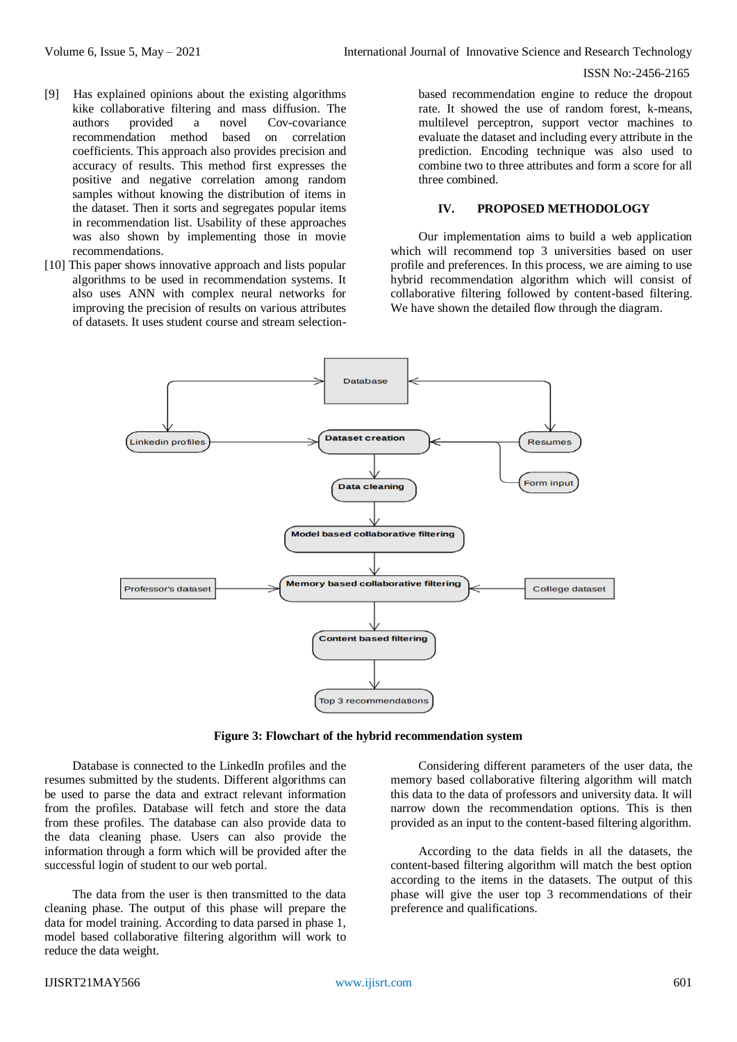[9] Has explained opinions about the existing algorithms kike collaborative filtering and mass diffusion. The authors provided a novel Cov-covariance recommendation method based on correlation coefficients. This approach also provides precision and accuracy of results. This method first expresses the positive and negative correlation among random samples without knowing the distribution of items in the dataset. Then it sorts and segregates popular items in recommendation list. Usability of these approaches was also shown by implementing those in movie recommendations.

[10] This paper shows innovative approach and lists popular algorithms to be used in recommendation systems. It also uses ANN with complex neural networks for improving the precision of results on various attributes of datasets. It uses student course and stream selection-based recommendation engine to reduce the dropout rate. It showed the use of random forest, k-means, multilevel perceptron, support vector machines to evaluate the dataset and including every attribute in the prediction. Encoding technique was also used to combine two to three attributes and form a score for all three combined.

## IV. PROPOSED METHODOLOGY

Our implementation aims to build a web application which will recommend top 3 universities based on user profile and preferences. In this process, we are aiming to use hybrid recommendation algorithm which will consist of collaborative filtering followed by content-based filtering. We have shown the detailed flow through the diagram.

Database

Linkedin profiles — Dataset creation — Resumes — Form input

Data cleaning

Model based collaborative filtering

Professor's dataset — Memory based collaborative filtering — College dataset

Content based filtering

Top 3 recommendations

**Figure 3: Flowchart of the hybrid recommendation system**

Database is connected to the LinkedIn profiles and the resumes submitted by the students. Different algorithms can be used to parse the data and extract relevant information from the profiles. Database will fetch and store the data from these profiles. The database can also provide data to the data cleaning phase. Users can also provide the information through a form which will be provided after the successful login of student to our web portal.

The data from the user is then transmitted to the data cleaning phase. The output of this phase will prepare the data for model training. According to data parsed in phase 1, model based collaborative filtering algorithm will work to reduce the data weight.

Considering different parameters of the user data, the memory based collaborative filtering algorithm will match this data to the data of professors and university data. It will narrow down the recommendation options. This is then provided as an input to the content-based filtering algorithm.

According to the data fields in all the datasets, the content-based filtering algorithm will match the best option according to the items in the datasets. The output of this phase will give the user top 3 recommendations of their preference and qualifications.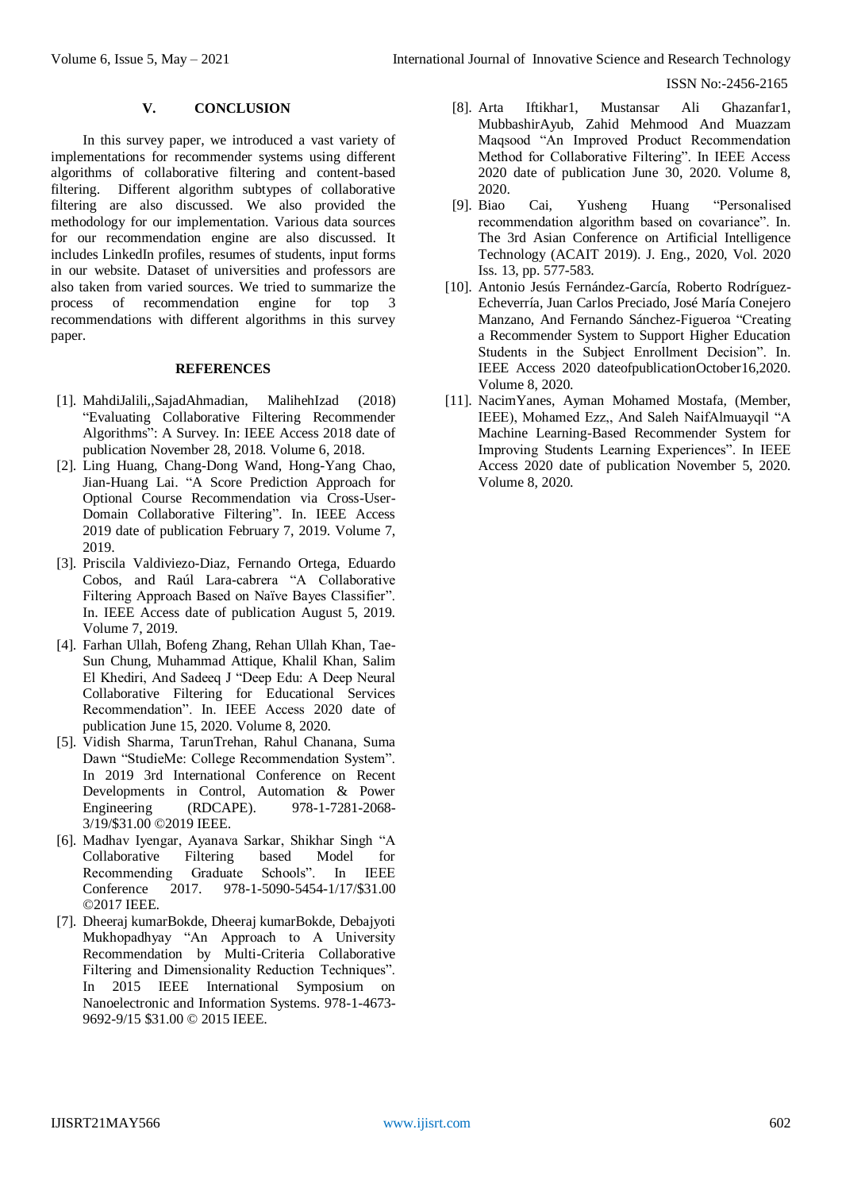## V. CONCLUSION

In this survey paper, we introduced a vast variety of implementations for recommender systems using different algorithms of collaborative filtering and content-based filtering. Different algorithm subtypes of collaborative filtering are also discussed. We also provided the methodology for our implementation. Various data sources for our recommendation engine are also discussed. It includes LinkedIn profiles, resumes of students, input forms in our website. Dataset of universities and professors are also taken from varied sources. We tried to summarize the process of recommendation engine for top 3 recommendations with different algorithms in this survey paper.

### REFERENCES

[1]. MahdiJalili,,SajadAhmadian, MalihehIzad (2018) "Evaluating Collaborative Filtering Recommender Algorithms": A Survey. In: IEEE Access 2018 date of publication November 28, 2018. Volume 6, 2018.

[2]. Ling Huang, Chang-Dong Wand, Hong-Yang Chao, Jian-Huang Lai. "A Score Prediction Approach for Optional Course Recommendation via Cross-User-Domain Collaborative Filtering". In. IEEE Access 2019 date of publication February 7, 2019. Volume 7, 2019.

[3]. Priscila Valdiviezo-Diaz, Fernando Ortega, Eduardo Cobos, and Raúl Lara-cabrera "A Collaborative Filtering Approach Based on Naïve Bayes Classifier". In. IEEE Access date of publication August 5, 2019. Volume 7, 2019.

[4]. Farhan Ullah, Bofeng Zhang, Rehan Ullah Khan, Tae-Sun Chung, Muhammad Attique, Khalil Khan, Salim El Khediri, And Sadeeq J "Deep Edu: A Deep Neural Collaborative Filtering for Educational Services Recommendation". In. IEEE Access 2020 date of publication June 15, 2020. Volume 8, 2020.

[5]. Vidish Sharma, TarunTrehan, Rahul Chanana, Suma Dawn "StudieMe: College Recommendation System". In 2019 3rd International Conference on Recent Developments in Control, Automation & Power Engineering (RDCAPE). 978-1-7281-2068-3/19/$31.00 ©2019 IEEE.

[6]. Madhav Iyengar, Ayanava Sarkar, Shikhar Singh "A Collaborative Filtering based Model for Recommending Graduate Schools". In IEEE Conference 2017. 978-1-5090-5454-1/17/$31.00 ©2017 IEEE.

[7]. Dheeraj kumarBokde, Dheeraj kumarBokde, Debajyoti Mukhopadhyay "An Approach to A University Recommendation by Multi-Criteria Collaborative Filtering and Dimensionality Reduction Techniques". In 2015 IEEE International Symposium on Nanoelectronic and Information Systems. 978-1-4673-9692-9/15 $31.00 © 2015 IEEE.

[8]. Arta Iftikhar1, Mustansar Ali Ghazanfar1, MubbashirAyub, Zahid Mehmood And Muazzam Maqsood "An Improved Product Recommendation Method for Collaborative Filtering". In IEEE Access 2020 date of publication June 30, 2020. Volume 8, 2020.

[9]. Biao Cai, Yusheng Huang "Personalised recommendation algorithm based on covariance". In. The 3rd Asian Conference on Artificial Intelligence Technology (ACAIT 2019). J. Eng., 2020, Vol. 2020 Iss. 13, pp. 577-583.

[10]. Antonio Jesús Fernández-García, Roberto Rodríguez-Echeverría, Juan Carlos Preciado, José María Conejero Manzano, And Fernando Sánchez-Figueroa "Creating a Recommender System to Support Higher Education Students in the Subject Enrollment Decision". In. IEEE Access 2020 dateofpublicationOctober16,2020. Volume 8, 2020.

[11]. NacimYanes, Ayman Mohamed Mostafa, (Member, IEEE), Mohamed Ezz,, And Saleh NaifAlmuayqil "A Machine Learning-Based Recommender System for Improving Students Learning Experiences". In IEEE Access 2020 date of publication November 5, 2020. Volume 8, 2020.